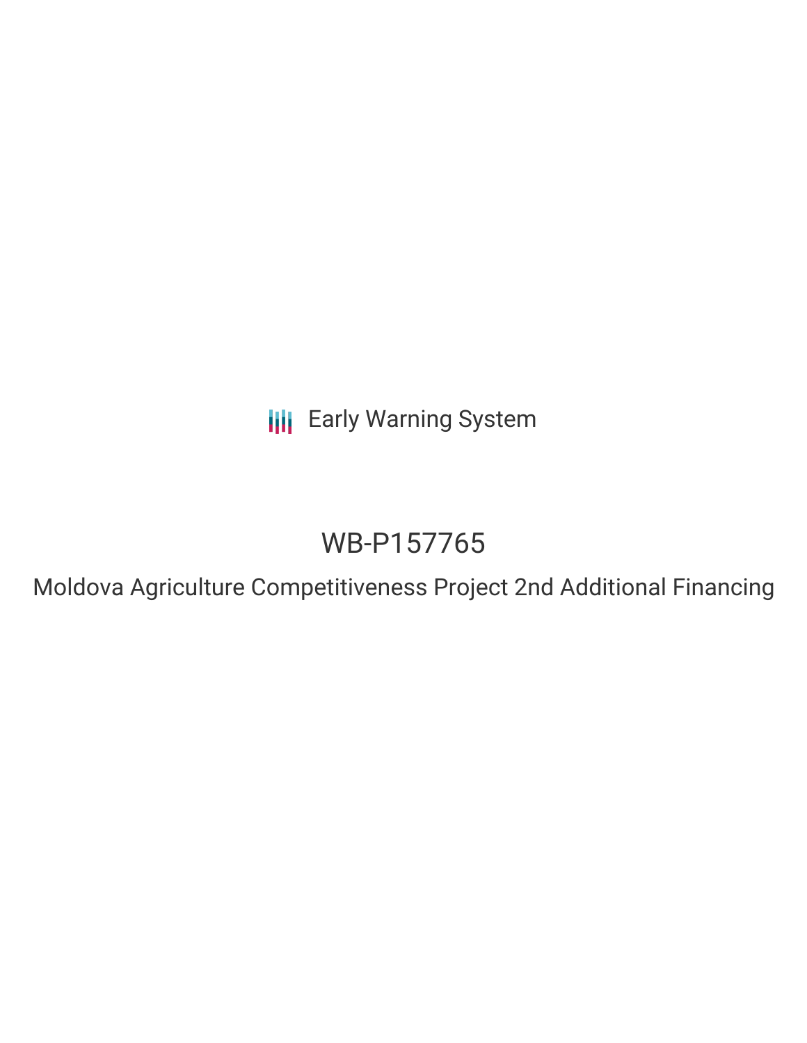Early Warning System

# WB-P157765

Moldova Agriculture Competitiveness Project 2nd Additional Financing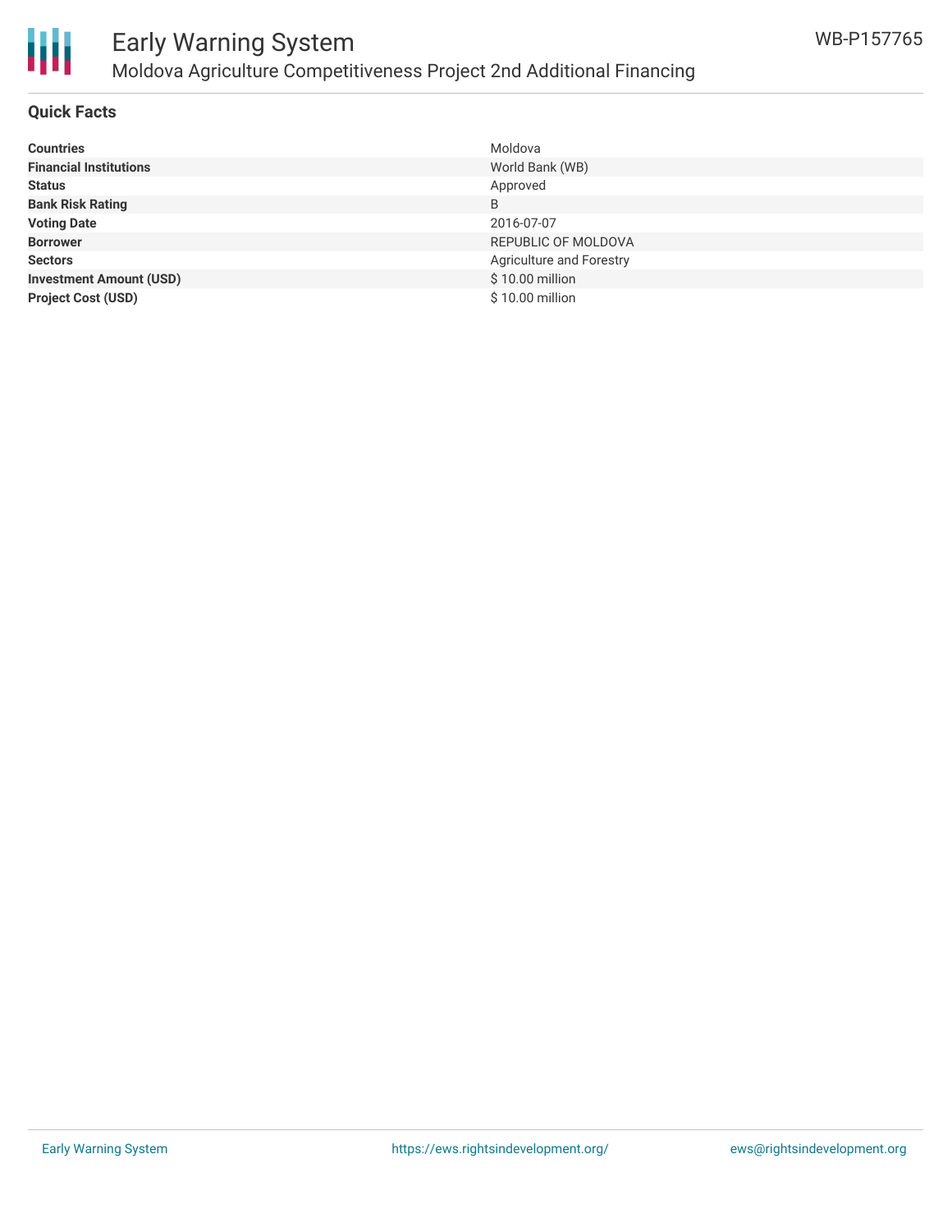## Quick Facts

| | |
|---|---|
| **Countries** | Moldova |
| **Financial Institutions** | World Bank (WB) |
| **Status** | Approved |
| **Bank Risk Rating** | B |
| **Voting Date** | 2016-07-07 |
| **Borrower** | REPUBLIC OF MOLDOVA |
| **Sectors** | Agriculture and Forestry |
| **Investment Amount (USD)** | $ 10.00 million |
| **Project Cost (USD)** | $ 10.00 million |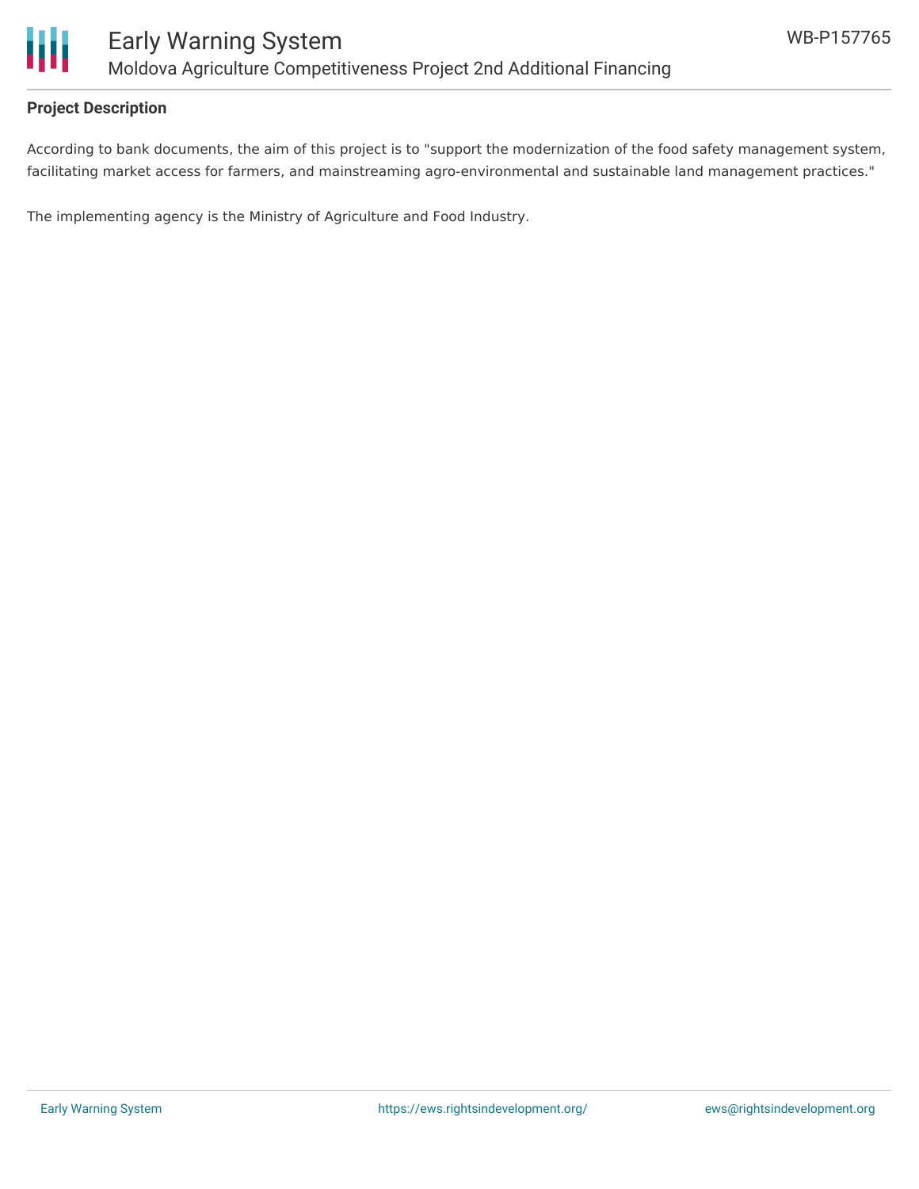## Project Description

According to bank documents, the aim of this project is to "support the modernization of the food safety management system, facilitating market access for farmers, and mainstreaming agro-environmental and sustainable land management practices."

The implementing agency is the Ministry of Agriculture and Food Industry.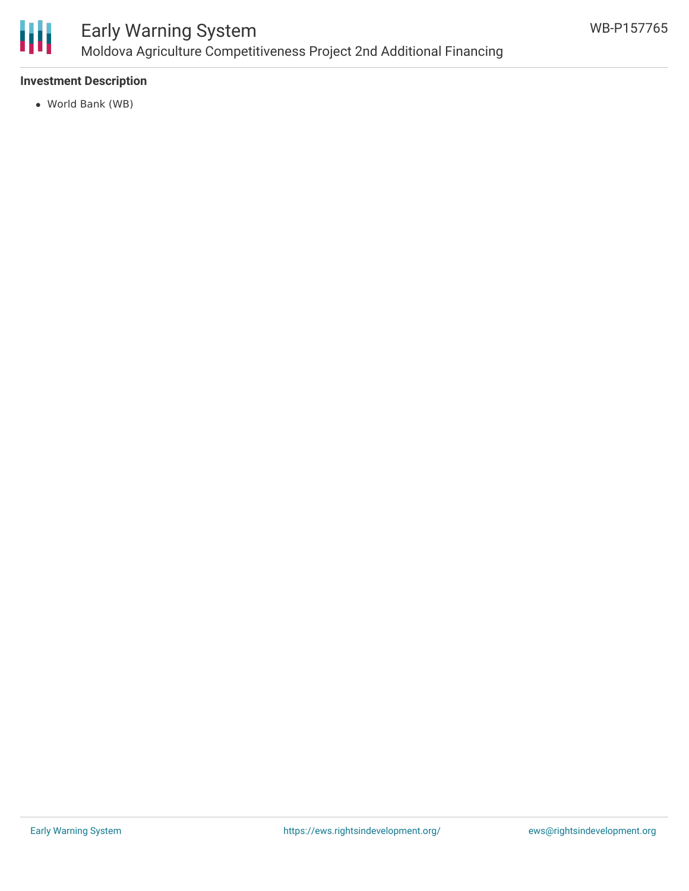## Investment Description

- World Bank (WB)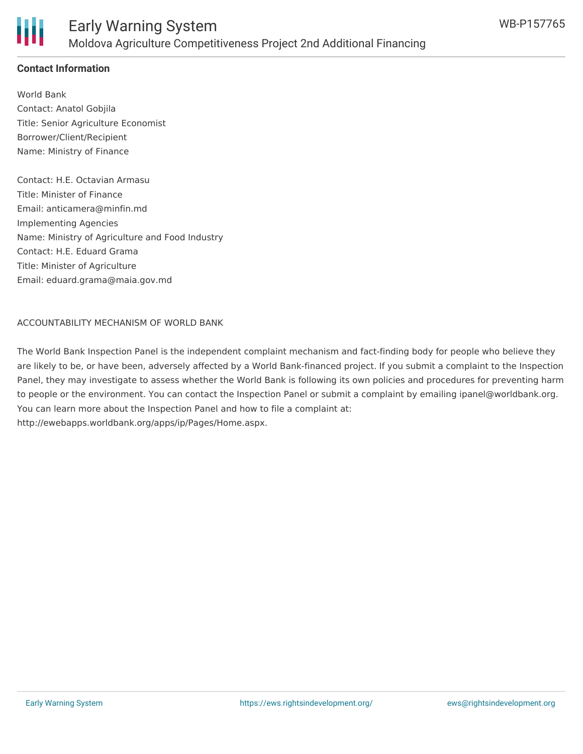**Contact Information**

World Bank
Contact: Anatol Gobjila
Title: Senior Agriculture Economist
Borrower/Client/Recipient
Name: Ministry of Finance

Contact: H.E. Octavian Armasu
Title: Minister of Finance
Email: anticamera@minfin.md
Implementing Agencies
Name: Ministry of Agriculture and Food Industry
Contact: H.E. Eduard Grama
Title: Minister of Agriculture
Email: eduard.grama@maia.gov.md

ACCOUNTABILITY MECHANISM OF WORLD BANK

The World Bank Inspection Panel is the independent complaint mechanism and fact-finding body for people who believe they are likely to be, or have been, adversely affected by a World Bank-financed project. If you submit a complaint to the Inspection Panel, they may investigate to assess whether the World Bank is following its own policies and procedures for preventing harm to people or the environment. You can contact the Inspection Panel or submit a complaint by emailing ipanel@worldbank.org. You can learn more about the Inspection Panel and how to file a complaint at: http://ewebapps.worldbank.org/apps/ip/Pages/Home.aspx.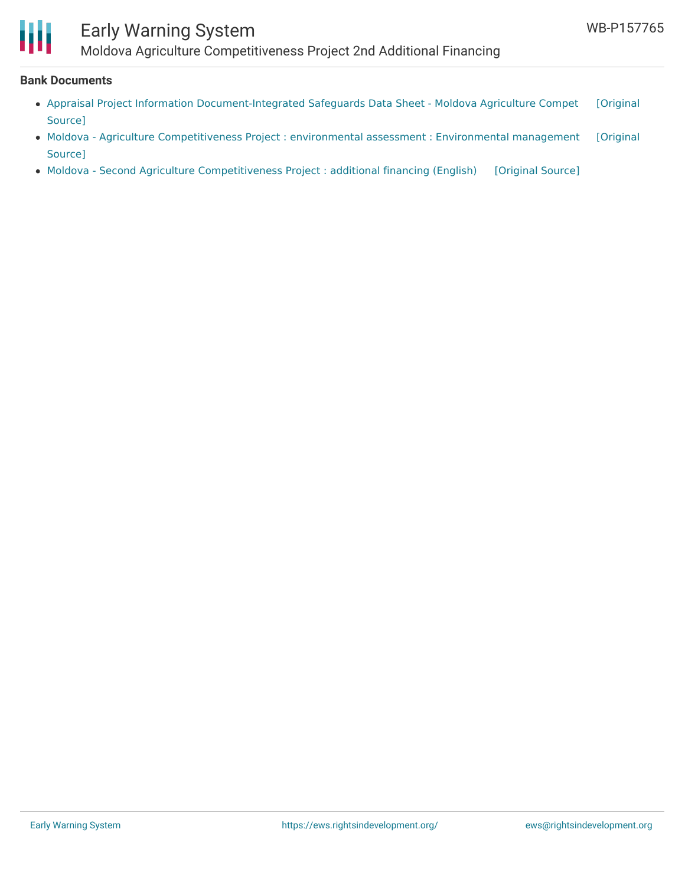**Bank Documents**

- Appraisal Project Information Document-Integrated Safeguards Data Sheet - Moldova Agriculture Compet [Original Source]
- Moldova - Agriculture Competitiveness Project : environmental assessment : Environmental management [Original Source]
- Moldova - Second Agriculture Competitiveness Project : additional financing (English) [Original Source]